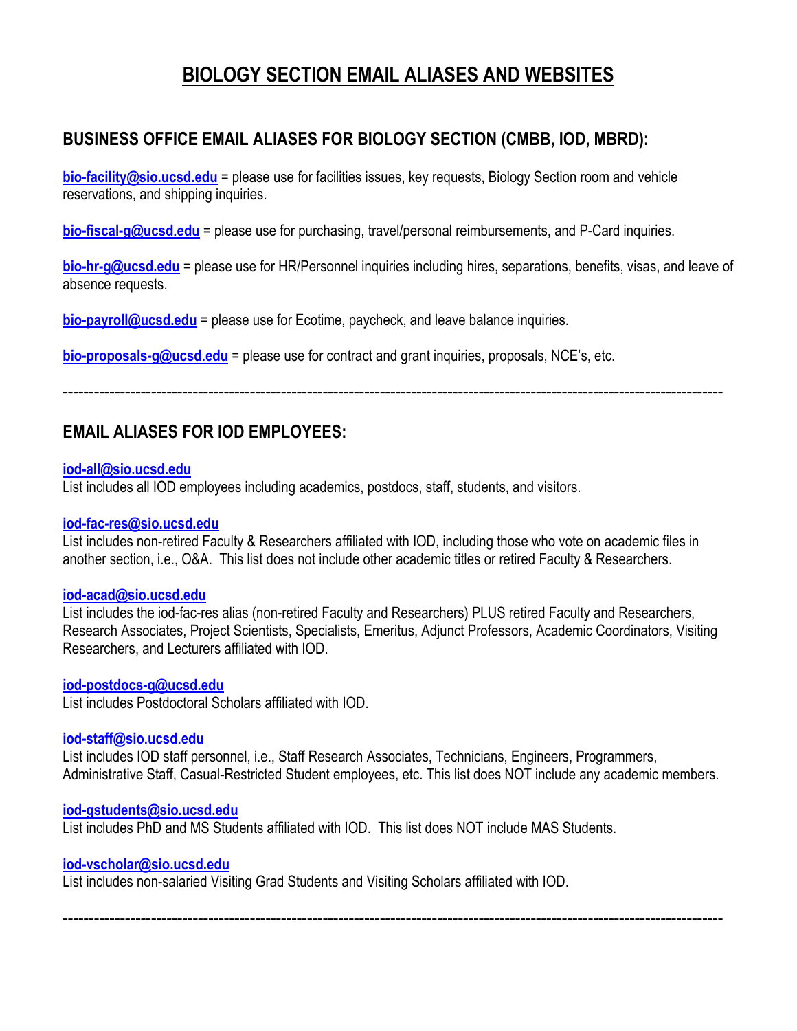# BIOLOGY SECTION EMAIL ALIASES AND WEBSITES

## BUSINESS OFFICE EMAIL ALIASES FOR BIOLOGY SECTION (CMBB, IOD, MBRD):

**bio-facility@sio.ucsd.edu** = please use for facilities issues, key requests, Biology Section room and vehicle reservations, and shipping inquiries.

**bio-fiscal-g@ucsd.edu** = please use for purchasing, travel/personal reimbursements, and P-Card inquiries.

**bio-hr-g@ucsd.edu** = please use for HR/Personnel inquiries including hires, separations, benefits, visas, and leave of absence requests.

**bio-payroll@ucsd.edu** = please use for Ecotime, paycheck, and leave balance inquiries.

**bio-proposals-g@ucsd.edu** = please use for contract and grant inquiries, proposals, NCE's, etc.

---

## EMAIL ALIASES FOR IOD EMPLOYEES:

**iod-all@sio.ucsd.edu**
List includes all IOD employees including academics, postdocs, staff, students, and visitors.

**iod-fac-res@sio.ucsd.edu**
List includes non-retired Faculty & Researchers affiliated with IOD, including those who vote on academic files in another section, i.e., O&A. This list does not include other academic titles or retired Faculty & Researchers.

**iod-acad@sio.ucsd.edu**
List includes the iod-fac-res alias (non-retired Faculty and Researchers) PLUS retired Faculty and Researchers, Research Associates, Project Scientists, Specialists, Emeritus, Adjunct Professors, Academic Coordinators, Visiting Researchers, and Lecturers affiliated with IOD.

**iod-postdocs-g@ucsd.edu**
List includes Postdoctoral Scholars affiliated with IOD.

**iod-staff@sio.ucsd.edu**
List includes IOD staff personnel, i.e., Staff Research Associates, Technicians, Engineers, Programmers, Administrative Staff, Casual-Restricted Student employees, etc. This list does NOT include any academic members.

**iod-gstudents@sio.ucsd.edu**
List includes PhD and MS Students affiliated with IOD. This list does NOT include MAS Students.

**iod-vscholar@sio.ucsd.edu**
List includes non-salaried Visiting Grad Students and Visiting Scholars affiliated with IOD.

---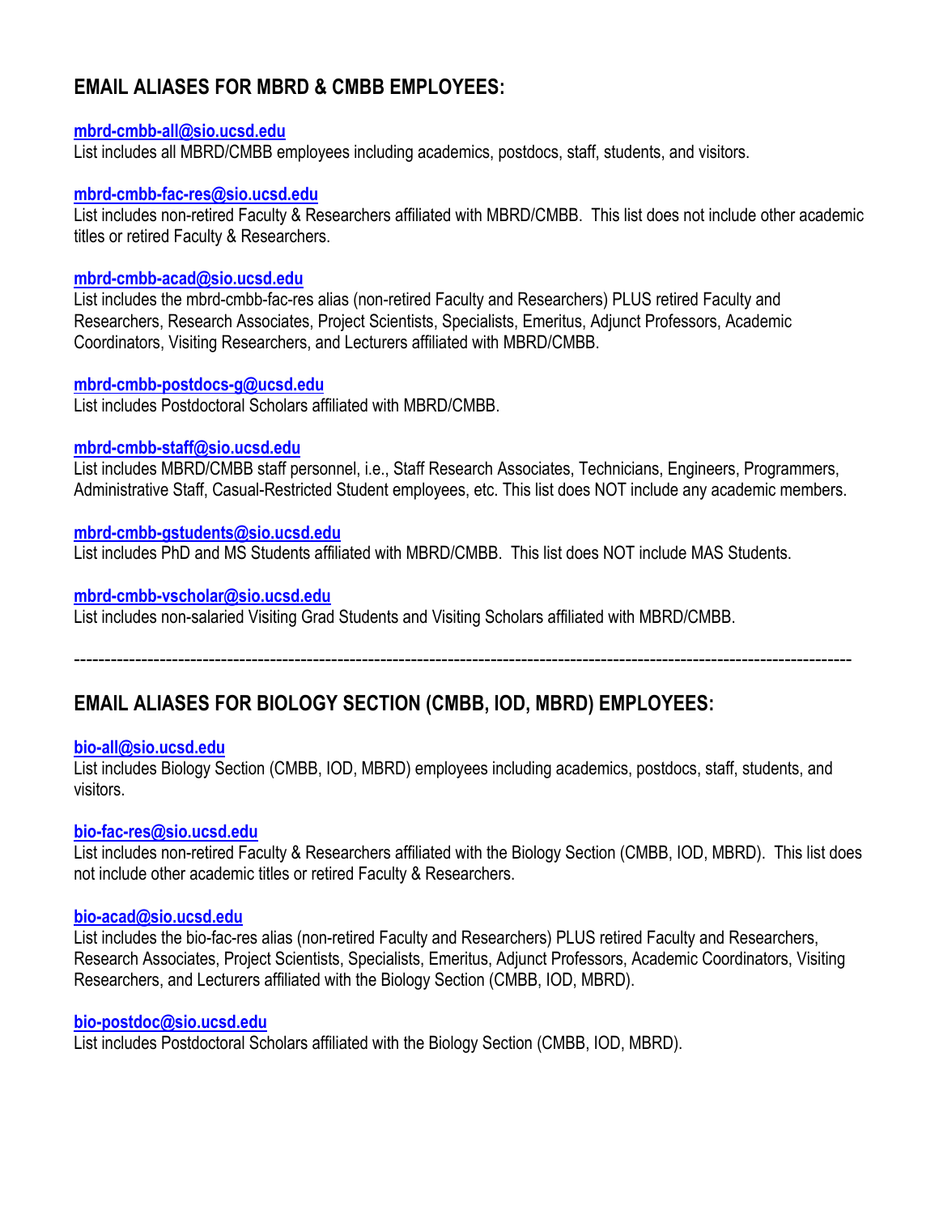## EMAIL ALIASES FOR MBRD & CMBB EMPLOYEES:

**mbrd-cmbb-all@sio.ucsd.edu**
List includes all MBRD/CMBB employees including academics, postdocs, staff, students, and visitors.

**mbrd-cmbb-fac-res@sio.ucsd.edu**
List includes non-retired Faculty & Researchers affiliated with MBRD/CMBB. This list does not include other academic titles or retired Faculty & Researchers.

**mbrd-cmbb-acad@sio.ucsd.edu**
List includes the mbrd-cmbb-fac-res alias (non-retired Faculty and Researchers) PLUS retired Faculty and Researchers, Research Associates, Project Scientists, Specialists, Emeritus, Adjunct Professors, Academic Coordinators, Visiting Researchers, and Lecturers affiliated with MBRD/CMBB.

**mbrd-cmbb-postdocs-g@ucsd.edu**
List includes Postdoctoral Scholars affiliated with MBRD/CMBB.

**mbrd-cmbb-staff@sio.ucsd.edu**
List includes MBRD/CMBB staff personnel, i.e., Staff Research Associates, Technicians, Engineers, Programmers, Administrative Staff, Casual-Restricted Student employees, etc. This list does NOT include any academic members.

**mbrd-cmbb-gstudents@sio.ucsd.edu**
List includes PhD and MS Students affiliated with MBRD/CMBB. This list does NOT include MAS Students.

**mbrd-cmbb-vscholar@sio.ucsd.edu**
List includes non-salaried Visiting Grad Students and Visiting Scholars affiliated with MBRD/CMBB.

---

## EMAIL ALIASES FOR BIOLOGY SECTION (CMBB, IOD, MBRD) EMPLOYEES:

**bio-all@sio.ucsd.edu**
List includes Biology Section (CMBB, IOD, MBRD) employees including academics, postdocs, staff, students, and visitors.

**bio-fac-res@sio.ucsd.edu**
List includes non-retired Faculty & Researchers affiliated with the Biology Section (CMBB, IOD, MBRD). This list does not include other academic titles or retired Faculty & Researchers.

**bio-acad@sio.ucsd.edu**
List includes the bio-fac-res alias (non-retired Faculty and Researchers) PLUS retired Faculty and Researchers, Research Associates, Project Scientists, Specialists, Emeritus, Adjunct Professors, Academic Coordinators, Visiting Researchers, and Lecturers affiliated with the Biology Section (CMBB, IOD, MBRD).

**bio-postdoc@sio.ucsd.edu**
List includes Postdoctoral Scholars affiliated with the Biology Section (CMBB, IOD, MBRD).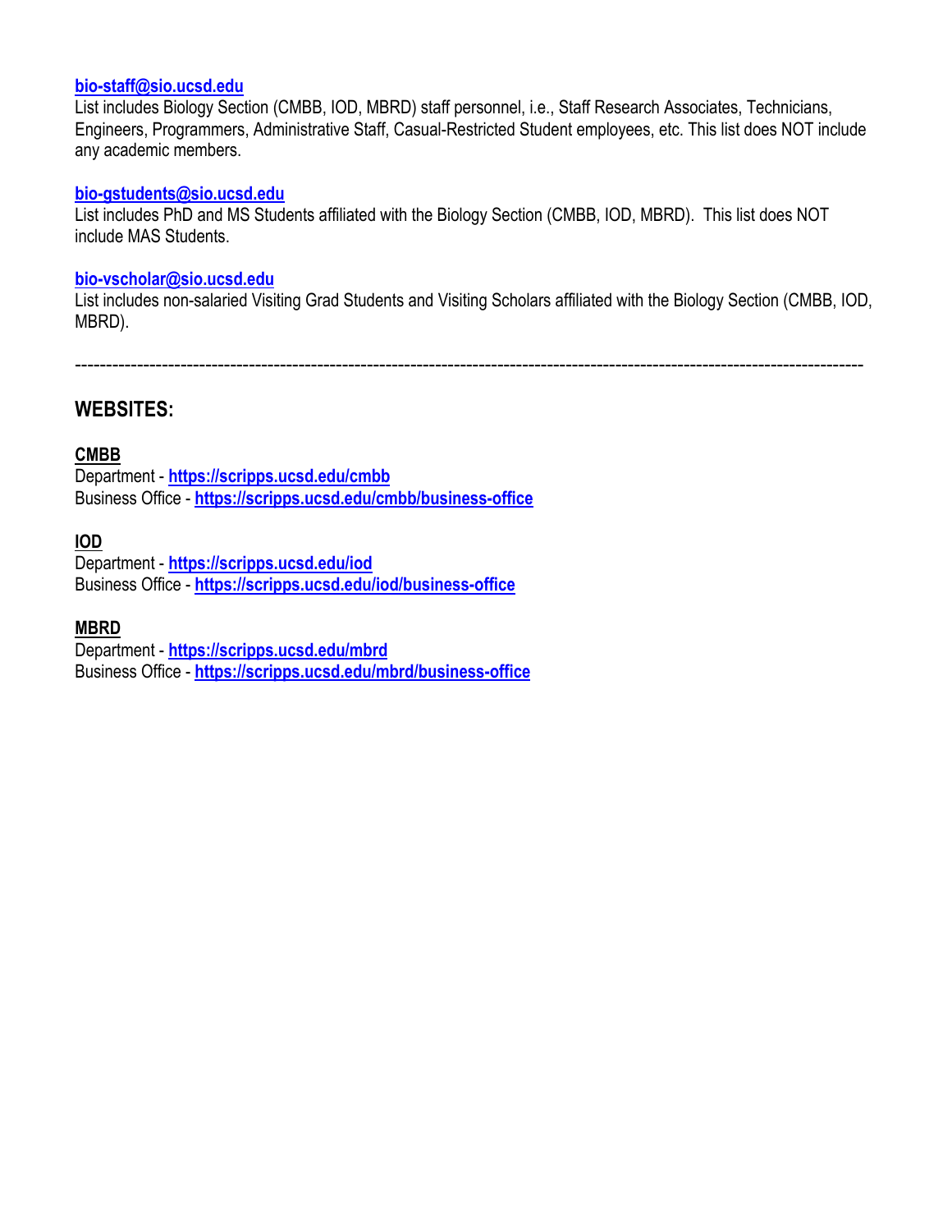**bio-staff@sio.ucsd.edu**
List includes Biology Section (CMBB, IOD, MBRD) staff personnel, i.e., Staff Research Associates, Technicians, Engineers, Programmers, Administrative Staff, Casual-Restricted Student employees, etc. This list does NOT include any academic members.

**bio-gstudents@sio.ucsd.edu**
List includes PhD and MS Students affiliated with the Biology Section (CMBB, IOD, MBRD). This list does NOT include MAS Students.

**bio-vscholar@sio.ucsd.edu**
List includes non-salaried Visiting Grad Students and Visiting Scholars affiliated with the Biology Section (CMBB, IOD, MBRD).

---

## WEBSITES:

**CMBB**
Department - **https://scripps.ucsd.edu/cmbb**
Business Office - **https://scripps.ucsd.edu/cmbb/business-office**

**IOD**
Department - **https://scripps.ucsd.edu/iod**
Business Office - **https://scripps.ucsd.edu/iod/business-office**

**MBRD**
Department - **https://scripps.ucsd.edu/mbrd**
Business Office - **https://scripps.ucsd.edu/mbrd/business-office**